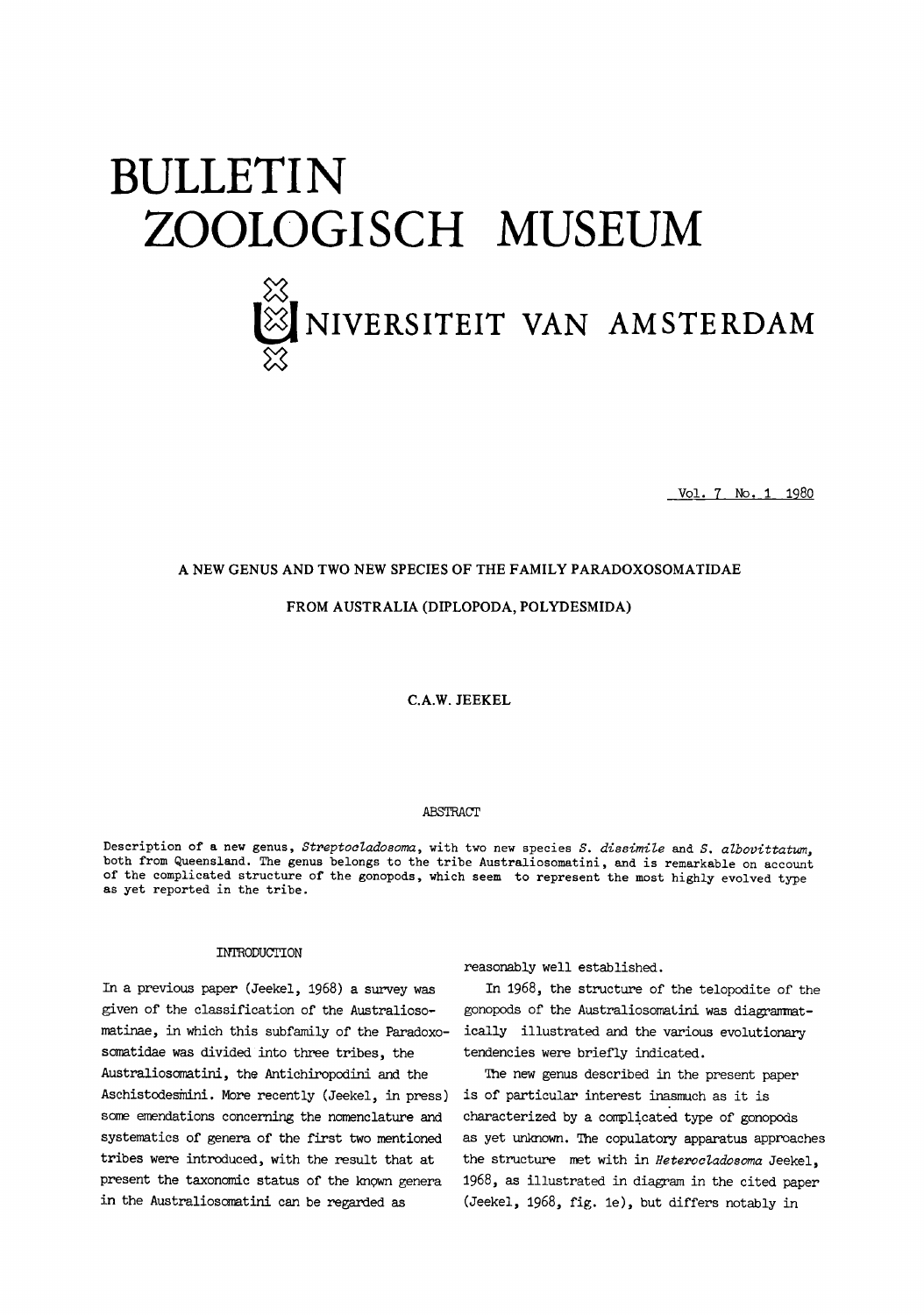# BULLETIN ZOOLOGISCH MUSEUM

## UNIVERSITEIT VAN AMSTERDAM

Vol. 7 No. 1 1980

### A NEW GENUS AND TWO NEW SPECIES OF THE FAMILY PARADOXOSOMATIDAE FROM AUSTRALIA (DIPLOPODA, POLYDESMIDA)

C.A.W. JEEKEL

#### ABSTRACT

Description of a new genus, *Streptocladosoma*, with two new species *S. dissimile* and *S. albovittatum*, both from Queensland. The genus belongs to the tribe Australiosomatini, and is remarkable on account of the complicated structure of the gonopods, which seem to represent the most highly evolved type as yet reported in the tribe.

#### INTRODUCTION

In a previous paper (Jeekel, 1968) a survey was given of the classification of the Australiosomatinae, in which this subfamily of the Paradoxosomatidae was divided into three tribes, the Australiosomatini, the Antichiropodini and the Aschistodesmini. More recently (Jeekel, in press) some emendations concerning the nomenclature and systematics of genera of the first two mentioned tribes were introduced, with the result that at present the taxonomic status of the known genera in the Australiosomatini can be regarded as reasonably well established.

In 1968, the structure of the telopodite of the gonopods of the Australiosomatini was diagrammatically illustrated and the various evolutionary tendencies were briefly indicated.

The new genus described in the present paper is of particular interest inasmuch as it is characterized by a complicated type of gonopods as yet unknown. The copulatory apparatus approaches the structure met with in *Heterocladosoma* Jeekel, 1968, as illustrated in diagram in the cited paper (Jeekel, 1968, fig. 1e), but differs notably in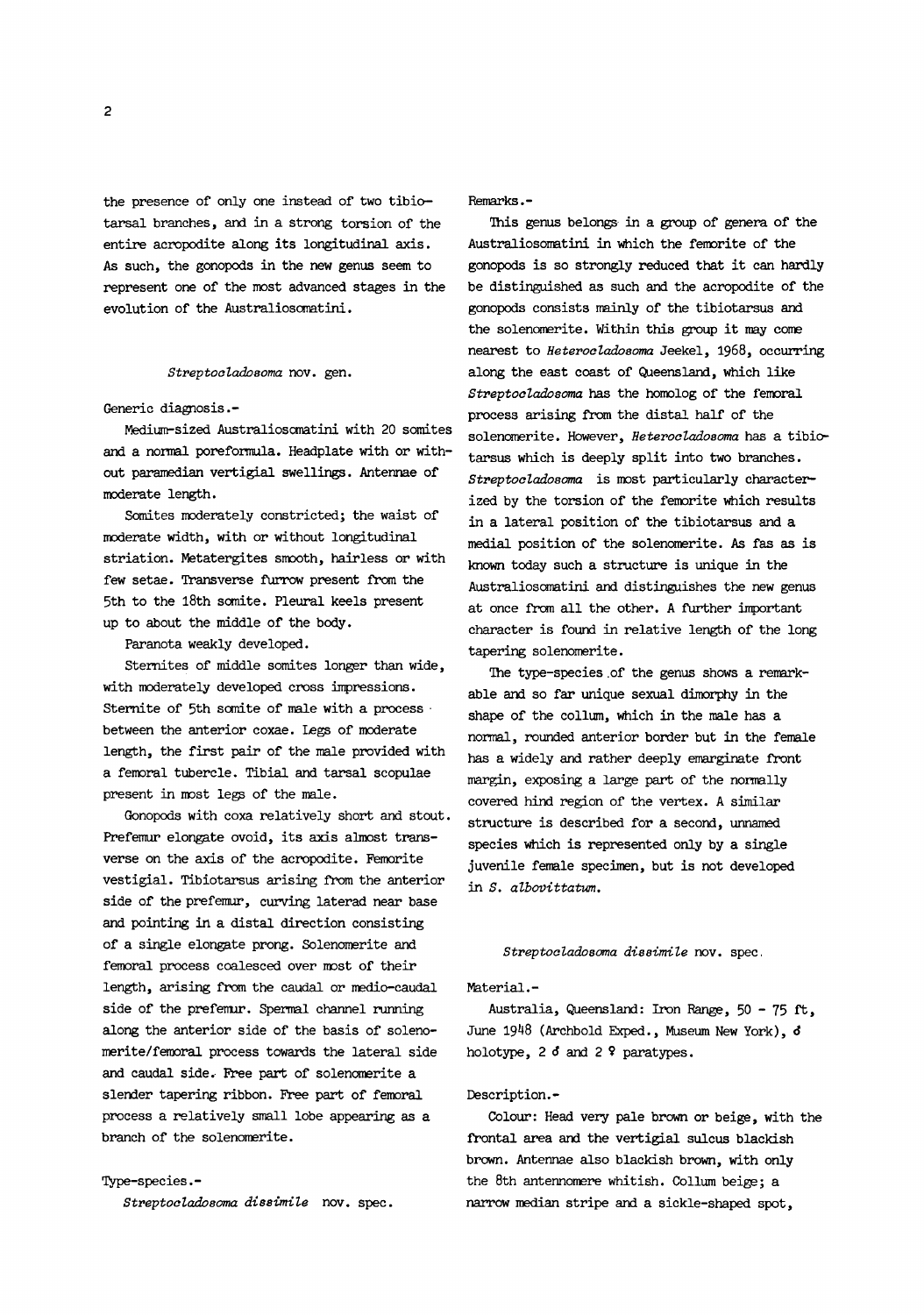the presence of only one instead of two tibiotarsal branches, and in a strong torsion of the entire acropodite along its longitudinal axis. As such, the gonopods in the new genus seem to represent one of the most advanced stages in the evolution of the Australiosomatini.

## *Streptocladosoma* nov. gen.

Generic diagnosis.-

Medium-sized Australiosomatini with 20 somites and a normal poreformula. Headplate with or without paramedian vertigial swellings. Antennae of moderate length.

Somites moderately constricted; the waist of moderate width, with or without longitudinal striation. Metatergites smooth, hairless or with few setae. Transverse furrow present from the 5th to the 18th somite. Pleural keels present up to about the middle of the body.

Paranota weakly developed.

Sternites of middle somites longer than wide, with moderately developed cross impressions. Sternite of 5th somite of male with a process between the anterior coxae. Legs of moderate length, the first pair of the male provided with a femoral tubercle. Tibial and tarsal scopulae present in most legs of the male.

Gonopods with coxa relatively short and stout. Prefemur elongate ovoid, its axis almost transverse on the axis of the acropodite. Femorite vestigial. Tibiotarsus arising from the anterior side of the prefemur, curving laterad near base and pointing in a distal direction consisting of a single elongate prong. Solenomerite and femoral process coalesced over most of their length, arising from the caudal or medio-caudal side of the prefemur. Spermal channel running along the anterior side of the basis of solenomerite/femoral process towards the lateral side and caudal side. Free part of solenomerite a slender tapering ribbon. Free part of femoral process a relatively small lobe appearing as a branch of the solenomerite.

Type-species.-

*Streptocladosoma dissimile* nov. spec.

Remarks.-

This genus belongs in a group of genera of the Australiosomatini in which the femorite of the gonopods is so strongly reduced that it can hardly be distinguished as such and the acropodite of the gonopods consists mainly of the tibiotarsus and the solenomerite. Within this group it may come nearest to *Heterocladosoma* Jeekel, 1968, occurring along the east coast of Queensland, which like *Streptocladosoma* has the homolog of the femoral process arising from the distal half of the solenomerite. However, *Heterocladosoma* has a tibiotarsus which is deeply split into two branches. *Streptocladosoma* is most particularly characterized by the torsion of the femorite which results in a lateral position of the tibiotarsus and a medial position of the solenomerite. As fas as is known today such a structure is unique in the Australiosomatini and distinguishes the new genus at once from all the other. A further important character is found in relative length of the long tapering solenomerite.

The type-species of the genus shows a remarkable and so far unique sexual dimorphy in the shape of the collum, which in the male has a normal, rounded anterior border but in the female has a widely and rather deeply emarginate front margin, exposing a large part of the normally covered hind region of the vertex. A similar structure is described for a second, unnamed species which is represented only by a single juvenile female specimen, but is not developed in *S. albovittatum*.

### *Streptocladosoma dissimile* nov. spec.

Material.-

Australia, Queensland: Iron Range, 50 - 75 ft, June 1948 (Archbold Exped., Museum New York), ♂ holotype, 2 ♂ and 2 ♀ paratypes.

Description.-

Colour: Head very pale brown or beige, with the frontal area and the vertigial sulcus blackish brown. Antennae also blackish brown, with only the 8th antennomere whitish. Collum beige; a narrow median stripe and a sickle-shaped spot,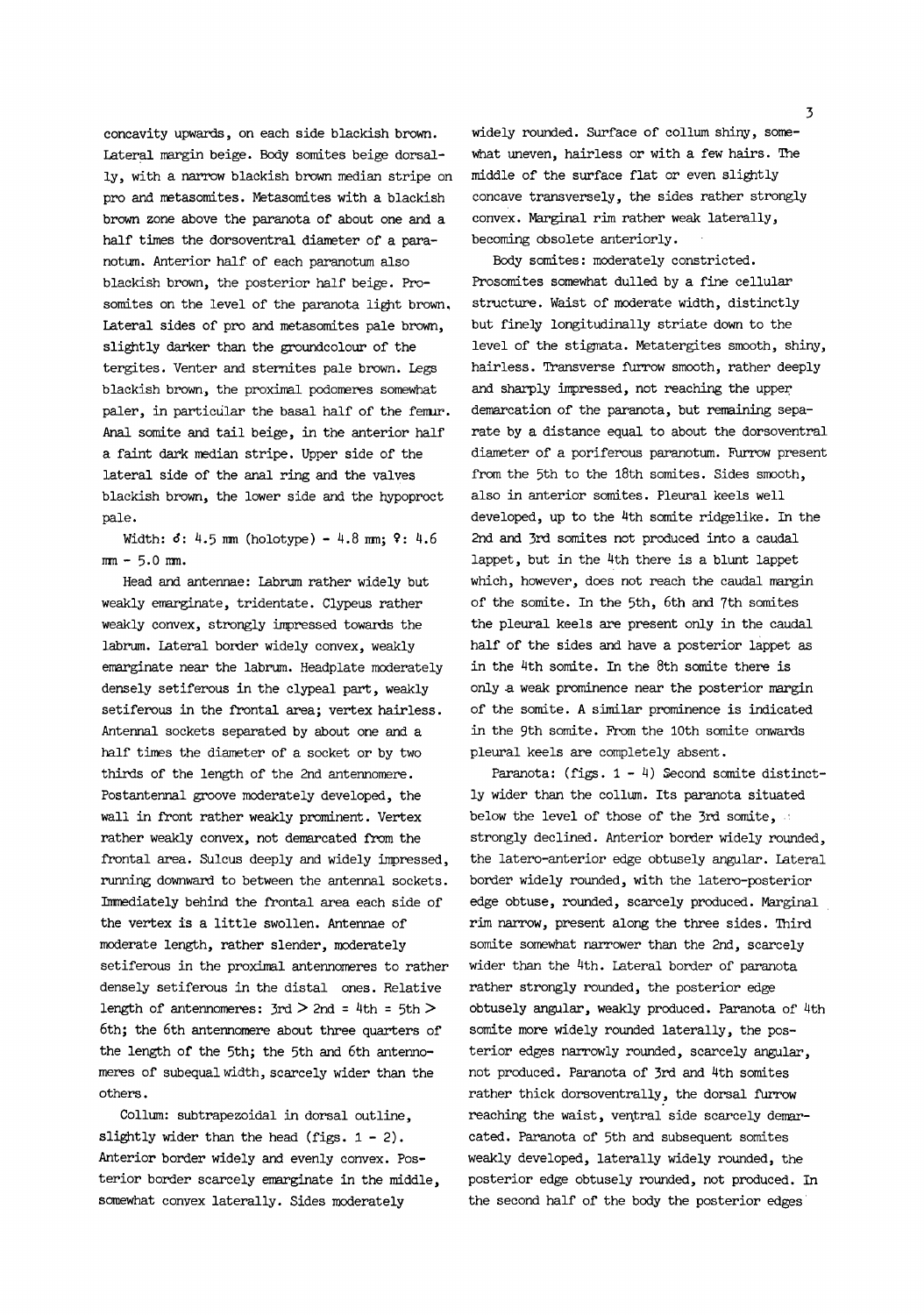concavity upwards, on each side blackish brown. Lateral margin beige. Body somites beige dorsally, with a narrow blackish brown median stripe on pro and metasomites. Metasomites with a blackish brown zone above the paranota of about one and a half times the dorsoventral diameter of a paranotum. Anterior half of each paranotum also blackish brown, the posterior half beige. Prosomites on the level of the paranota light brown. Lateral sides of pro and metasomites pale brown, slightly darker than the groundcolour of the tergites. Venter and sternites pale brown. Legs blackish brown, the proximal podomeres somewhat paler, in particular the basal half of the femur. Anal somite and tail beige, in the anterior half a faint dark median stripe. Upper side of the lateral side of the anal ring and the valves blackish brown, the lower side and the hypoproct pale.

Width: ♂: 4.5 mm (holotype) - 4.8 mm; ♀: 4.6 mm - 5.0 mm.

Head and antennae: Labrum rather widely but weakly emarginate, tridentate. Clypeus rather weakly convex, strongly impressed towards the labrum. Lateral border widely convex, weakly emarginate near the labrum. Headplate moderately densely setiferous in the clypeal part, weakly setiferous in the frontal area; vertex hairless. Antennal sockets separated by about one and a half times the diameter of a socket or by two thirds of the length of the 2nd antennomere. Postantennal groove moderately developed, the wall in front rather weakly prominent. Vertex rather weakly convex, not demarcated from the frontal area. Sulcus deeply and widely impressed, running downward to between the antennal sockets. Immediately behind the frontal area each side of the vertex is a little swollen. Antennae of moderate length, rather slender, moderately setiferous in the proximal antennomeres to rather densely setiferous in the distal ones. Relative length of antennomeres: 3rd > 2nd = 4th = 5th > 6th; the 6th antennomere about three quarters of the length of the 5th; the 5th and 6th antennomeres of subequal width, scarcely wider than the others.

Collum: subtrapezoidal in dorsal outline, slightly wider than the head (figs. 1 - 2). Anterior border widely and evenly convex. Posterior border scarcely emarginate in the middle, somewhat convex laterally. Sides moderately widely rounded. Surface of collum shiny, somewhat uneven, hairless or with a few hairs. The middle of the surface flat or even slightly concave transversely, the sides rather strongly convex. Marginal rim rather weak laterally, becoming obsolete anteriorly.

Body somites: moderately constricted. Prosomites somewhat dulled by a fine cellular structure. Waist of moderate width, distinctly but finely longitudinally striate down to the level of the stigmata. Metatergites smooth, shiny, hairless. Transverse furrow smooth, rather deeply and sharply impressed, not reaching the upper demarcation of the paranota, but remaining separate by a distance equal to about the dorsoventral diameter of a poriferous paranotum. Furrow present from the 5th to the 18th somites. Sides smooth, also in anterior somites. Pleural keels well developed, up to the 4th somite ridgelike. In the 2nd and 3rd somites not produced into a caudal lappet, but in the 4th there is a blunt lappet which, however, does not reach the caudal margin of the somite. In the 5th, 6th and 7th somites the pleural keels are present only in the caudal half of the sides and have a posterior lappet as in the 4th somite. In the 8th somite there is only a weak prominence near the posterior margin of the somite. A similar prominence is indicated in the 9th somite. From the 10th somite onwards pleural keels are completely absent.

Paranota: (figs. 1 - 4) Second somite distinctly wider than the collum. Its paranota situated below the level of those of the 3rd somite, strongly declined. Anterior border widely rounded, the latero-anterior edge obtusely angular. Lateral border widely rounded, with the latero-posterior edge obtuse, rounded, scarcely produced. Marginal rim narrow, present along the three sides. Third somite somewhat narrower than the 2nd, scarcely wider than the 4th. Lateral border of paranota rather strongly rounded, the posterior edge obtusely angular, weakly produced. Paranota of 4th somite more widely rounded laterally, the posterior edges narrowly rounded, scarcely angular, not produced. Paranota of 3rd and 4th somites rather thick dorsoventrally, the dorsal furrow reaching the waist, ventral side scarcely demarcated. Paranota of 5th and subsequent somites weakly developed, laterally widely rounded, the posterior edge obtusely rounded, not produced. In the second half of the body the posterior edges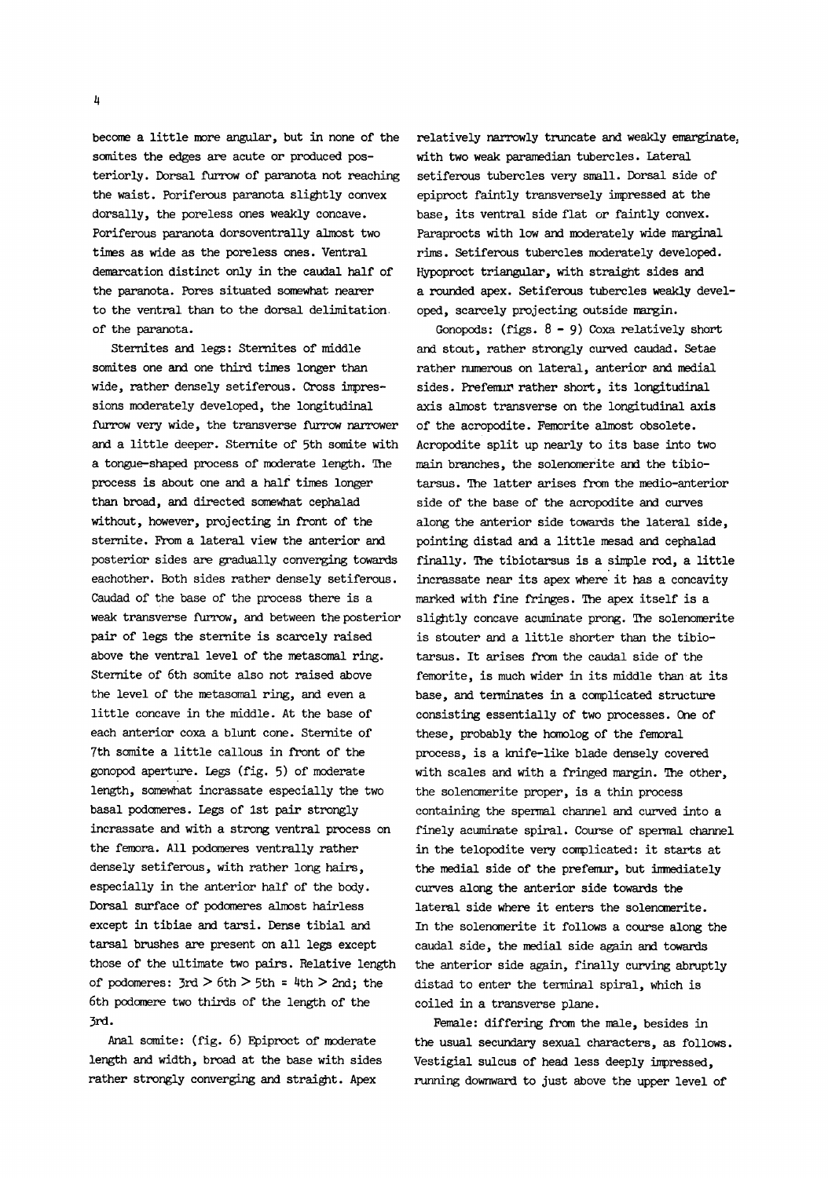become a little more angular, but in none of the somites the edges are acute or produced posteriorly. Dorsal furrow of paranota not reaching the waist. Poriferous paranota slightly convex dorsally, the poreless ones weakly concave. Poriferous paranota dorsoventrally almost two times as wide as the poreless ones. Ventral demarcation distinct only in the caudal half of the paranota. Pores situated somewhat nearer to the ventral than to the dorsal delimitation of the paranota.

Sternites and legs: Sternites of middle somites one and one third times longer than wide, rather densely setiferous. Cross impressions moderately developed, the longitudinal furrow very wide, the transverse furrow narrower and a little deeper. Sternite of 5th somite with a tongue-shaped process of moderate length. The process is about one and a half times longer than broad, and directed somewhat cephalad without, however, projecting in front of the sternite. From a lateral view the anterior and posterior sides are gradually converging towards eachother. Both sides rather densely setiferous. Caudad of the base of the process there is a weak transverse furrow, and between the posterior pair of legs the sternite is scarcely raised above the ventral level of the metasomal ring. Sternite of 6th somite also not raised above the level of the metasomal ring, and even a little concave in the middle. At the base of each anterior coxa a blunt cone. Sternite of 7th somite a little callous in front of the gonopod aperture. Legs (fig. 5) of moderate length, somewhat incrassate especially the two basal podomeres. Legs of 1st pair strongly incrassate and with a strong ventral process on the femora. All podomeres ventrally rather densely setiferous, with rather long hairs, especially in the anterior half of the body. Dorsal surface of podomeres almost hairless except in tibiae and tarsi. Dense tibial and tarsal brushes are present on all legs except those of the ultimate two pairs. Relative length of podomeres: 3rd > 6th > 5th = 4th > 2nd; the 6th podomere two thirds of the length of the 3rd.

Anal somite: (fig. 6) Epiproct of moderate length and width, broad at the base with sides rather strongly converging and straight. Apex relatively narrowly truncate and weakly emarginate, with two weak paramedian tubercles. Lateral setiferous tubercles very small. Dorsal side of epiproct faintly transversely impressed at the base, its ventral side flat or faintly convex. Paraprocts with low and moderately wide marginal rims. Setiferous tubercles moderately developed. Hypoproct triangular, with straight sides and a rounded apex. Setiferous tubercles weakly developed, scarcely projecting outside margin.

Gonopods: (figs. 8 - 9) Coxa relatively short and stout, rather strongly curved caudad. Setae rather numerous on lateral, anterior and medial sides. Prefemur rather short, its longitudinal axis almost transverse on the longitudinal axis of the acropodite. Femorite almost obsolete. Acropodite split up nearly to its base into two main branches, the solenomerite and the tibiotarsus. The latter arises from the medio-anterior side of the base of the acropodite and curves along the anterior side towards the lateral side, pointing distad and a little mesad and cephalad finally. The tibiotarsus is a simple rod, a little incrassate near its apex where it has a concavity marked with fine fringes. The apex itself is a slightly concave acuminate prong. The solenomerite is stouter and a little shorter than the tibiotarsus. It arises from the caudal side of the femorite, is much wider in its middle than at its base, and terminates in a complicated structure consisting essentially of two processes. One of these, probably the homolog of the femoral process, is a knife-like blade densely covered with scales and with a fringed margin. The other, the solenomerite proper, is a thin process containing the spermal channel and curved into a finely acuminate spiral. Course of spermal channel in the telopodite very complicated: it starts at the medial side of the prefemur, but immediately curves along the anterior side towards the lateral side where it enters the solenomerite. In the solenomerite it follows a course along the caudal side, the medial side again and towards the anterior side again, finally curving abruptly distad to enter the terminal spiral, which is coiled in a transverse plane.

Female: differing from the male, besides in the usual secundary sexual characters, as follows. Vestigial sulcus of head less deeply impressed, running downward to just above the upper level of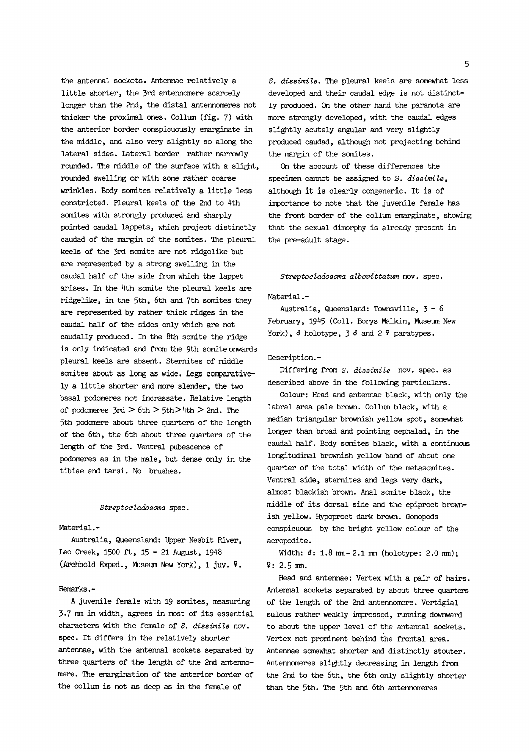the antennal sockets. Antennae relatively a little shorter, the 3rd antennomere scarcely longer than the 2nd, the distal antennomeres not thicker the proximal ones. Collum (fig. 7) with the anterior border conspicuously emarginate in the middle, and also very slightly so along the lateral sides. Lateral border rather narrowly rounded. The middle of the surface with a slight, rounded swelling or with some rather coarse wrinkles. Body somites relatively a little less constricted. Pleural keels of the 2nd to 4th somites with strongly produced and sharply pointed caudal lappets, which project distinctly caudad of the margin of the somites. The pleural keels of the 3rd somite are not ridgelike but are represented by a strong swelling in the caudal half of the side from which the lappet arises. In the 4th somite the pleural keels are ridgelike, in the 5th, 6th and 7th somites they are represented by rather thick ridges in the caudal half of the sides only which are not caudally produced. In the 8th somite the ridge is only indicated and from the 9th somite onwards pleural keels are absent. Sternites of middle somites about as long as wide. Legs comparatively a little shorter and more slender, the two basal podomeres not incrassate. Relative length of podomeres 3rd > 6th > 5th > 4th > 2nd. The 5th podomere about three quarters of the length of the 6th, the 6th about three quarters of the length of the 3rd. Ventral pubescence of podomeres as in the male, but dense only in the tibiae and tarsi. No brushes.

### *Streptocladosoma* spec.

Material.-

Australia, Queensland: Upper Nesbit River, Leo Creek, 1500 ft, 15 - 21 August, 1948 (Archbold Exped., Museum New York), 1 juv. ♀.

Remarks.-

A juvenile female with 19 somites, measuring 3.7 mm in width, agrees in most of its essential characters with the female of *S. dissimile* nov. spec. It differs in the relatively shorter antennae, with the antennal sockets separated by three quarters of the length of the 2nd antennomere. The emargination of the anterior border of the collum is not as deep as in the female of *S. dissimile*. The pleural keels are somewhat less developed and their caudal edge is not distinctly produced. On the other hand the paranota are more strongly developed, with the caudal edges slightly acutely angular and very slightly produced caudad, although not projecting behind the margin of the somites.

On the account of these differences the specimen cannot be assigned to *S. dissimile*, although it is clearly congeneric. It is of importance to note that the juvenile female has the front border of the collum emarginate, showing that the sexual dimorphy is already present in the pre-adult stage.

### *Streptocladosoma albovittatum* nov. spec.

Material.-

Australia, Queensland: Townsville, 3 - 6 February, 1945 (Coll. Borys Malkin, Museum New York), ♂ holotype, 3 ♂ and 2 ♀ paratypes.

Description.-

Differing from *S. dissimile* nov. spec. as described above in the following particulars.

Colour: Head and antennae black, with only the labral area pale brown. Collum black, with a median triangular brownish yellow spot, somewhat longer than broad and pointing cephalad, in the caudal half. Body somites black, with a continuous longitudinal brownish yellow band of about one quarter of the total width of the metasomites. Ventral side, sternites and legs very dark, almost blackish brown. Anal somite black, the middle of its dorsal side and the epiproct brownish yellow. Hypoproct dark brown. Gonopods conspicuous by the bright yellow colour of the acropodite.

Width: ♂: 1.8 mm - 2.1 mm (holotype: 2.0 mm); ♀: 2.5 mm.

Head and antennae: Vertex with a pair of hairs. Antennal sockets separated by about three quarters of the length of the 2nd antennomere. Vertigial sulcus rather weakly impressed, running downward to about the upper level of the antennal sockets. Vertex not prominent behind the frontal area. Antennae somewhat shorter and distinctly stouter. Antennomeres slightly decreasing in length from the 2nd to the 6th, the 6th only slightly shorter than the 5th. The 5th and 6th antennomeres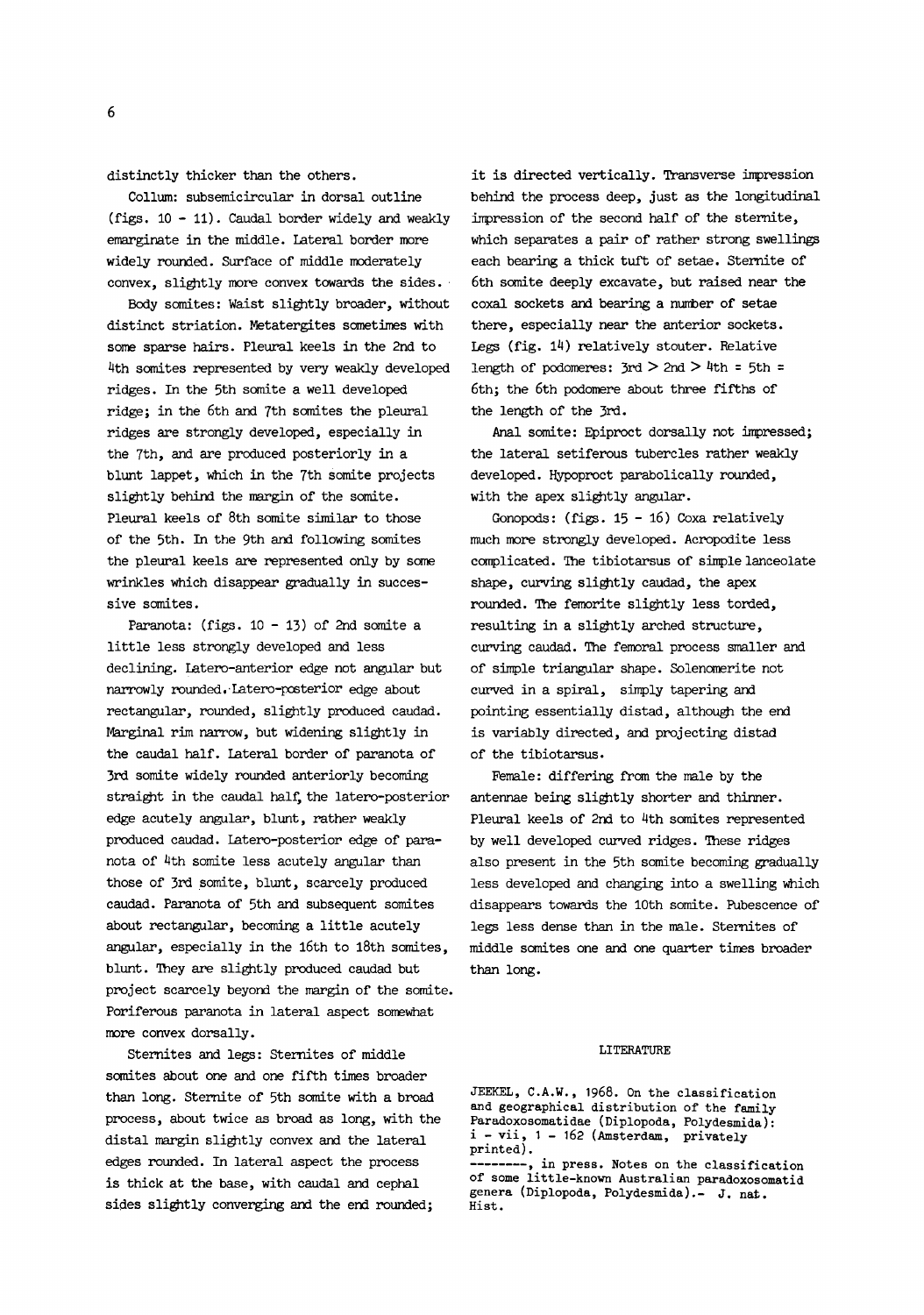distinctly thicker than the others.

Collum: subsemicircular in dorsal outline (figs. 10 - 11). Caudal border widely and weakly emarginate in the middle. Lateral border more widely rounded. Surface of middle moderately convex, slightly more convex towards the sides.

Body somites: Waist slightly broader, without distinct striation. Metatergites sometimes with some sparse hairs. Pleural keels in the 2nd to 4th somites represented by very weakly developed ridges. In the 5th somite a well developed ridge; in the 6th and 7th somites the pleural ridges are strongly developed, especially in the 7th, and are produced posteriorly in a blunt lappet, which in the 7th somite projects slightly behind the margin of the somite. Pleural keels of 8th somite similar to those of the 5th. In the 9th and following somites the pleural keels are represented only by some wrinkles which disappear gradually in successive somites.

Paranota: (figs. 10 - 13) of 2nd somite a little less strongly developed and less declining. Latero-anterior edge not angular but narrowly rounded. Latero-posterior edge about rectangular, rounded, slightly produced caudad. Marginal rim narrow, but widening slightly in the caudal half. Lateral border of paranota of 3rd somite widely rounded anteriorly becoming straight in the caudal half, the latero-posterior edge acutely angular, blunt, rather weakly produced caudad. Latero-posterior edge of paranota of 4th somite less acutely angular than those of 3rd somite, blunt, scarcely produced caudad. Paranota of 5th and subsequent somites about rectangular, becoming a little acutely angular, especially in the 16th to 18th somites, blunt. They are slightly produced caudad but project scarcely beyond the margin of the somite. Poriferous paranota in lateral aspect somewhat more convex dorsally.

Sternites and legs: Sternites of middle somites about one and one fifth times broader than long. Sternite of 5th somite with a broad process, about twice as broad as long, with the distal margin slightly convex and the lateral edges rounded. In lateral aspect the process is thick at the base, with caudal and cephal sides slightly converging and the end rounded; it is directed vertically. Transverse impression behind the process deep, just as the longitudinal impression of the second half of the sternite, which separates a pair of rather strong swellings each bearing a thick tuft of setae. Sternite of 6th somite deeply excavate, but raised near the coxal sockets and bearing a number of setae there, especially near the anterior sockets. Legs (fig. 14) relatively stouter. Relative length of podomeres: 3rd > 2nd > 4th = 5th = 6th; the 6th podomere about three fifths of the length of the 3rd.

Anal somite: Epiproct dorsally not impressed; the lateral setiferous tubercles rather weakly developed. Hypoproct parabolically rounded, with the apex slightly angular.

Gonopods: (figs. 15 - 16) Coxa relatively much more strongly developed. Acropodite less complicated. The tibiotarsus of simple lanceolate shape, curving slightly caudad, the apex rounded. The femorite slightly less torded, resulting in a slightly arched structure, curving caudad. The femoral process smaller and of simple triangular shape. Solenomerite not curved in a spiral, simply tapering and pointing essentially distad, although the end is variably directed, and projecting distad of the tibiotarsus.

Female: differing from the male by the antennae being slightly shorter and thinner. Pleural keels of 2nd to 4th somites represented by well developed curved ridges. These ridges also present in the 5th somite becoming gradually less developed and changing into a swelling which disappears towards the 10th somite. Pubescence of legs less dense than in the male. Sternites of middle somites one and one quarter times broader than long.

## LITERATURE

JEEKEL, C.A.W., 1968. On the classification and geographical distribution of the family Paradoxosomatidae (Diplopoda, Polydesmida): i - vii, 1 - 162 (Amsterdam, privately printed).

--------, in press. Notes on the classification of some little-known Australian paradoxosomatid genera (Diplopoda, Polydesmida).- J. nat. Hist.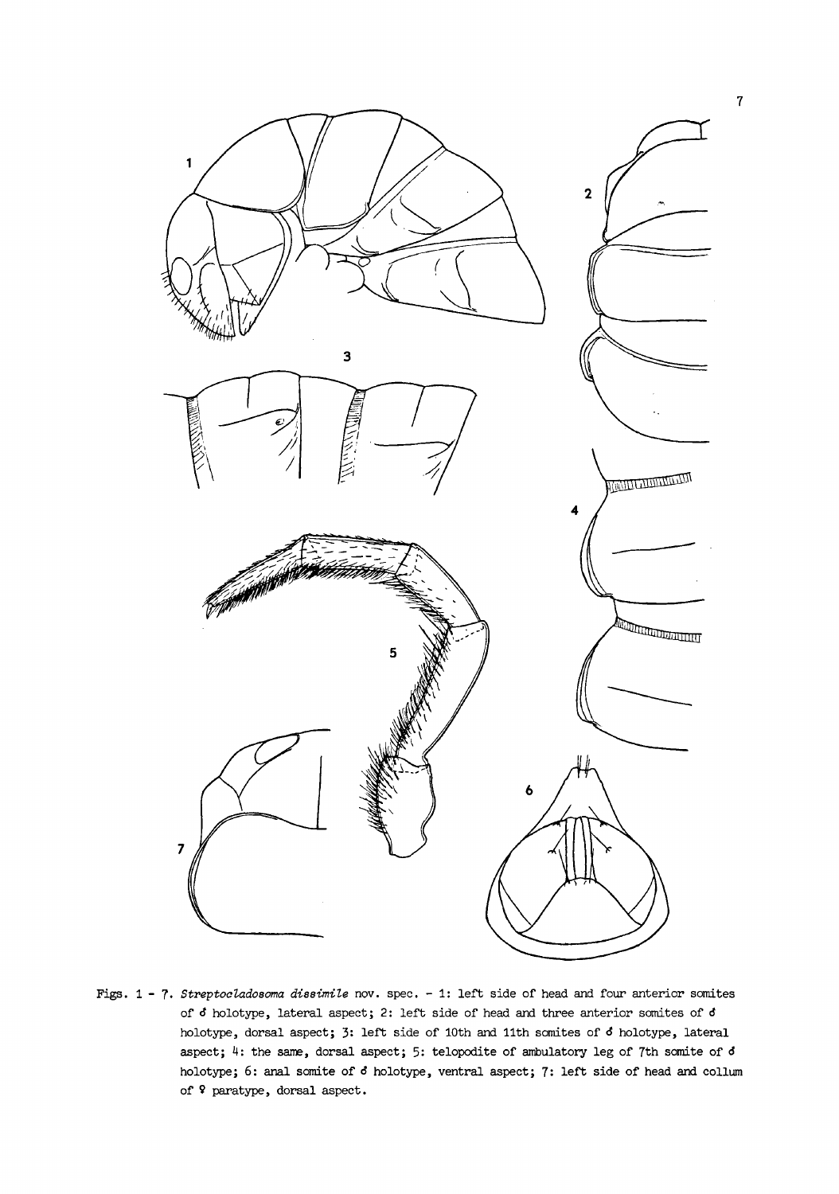Figs. 1 - 7. *Streptocladosoma dissimile* nov. spec. - 1: left side of head and four anterior somites of ♂ holotype, lateral aspect; 2: left side of head and three anterior somites of ♂ holotype, dorsal aspect; 3: left side of 10th and 11th somites of ♂ holotype, lateral aspect; 4: the same, dorsal aspect; 5: telopodite of ambulatory leg of 7th somite of ♂ holotype; 6: anal somite of ♂ holotype, ventral aspect; 7: left side of head and collum of ♀ paratype, dorsal aspect.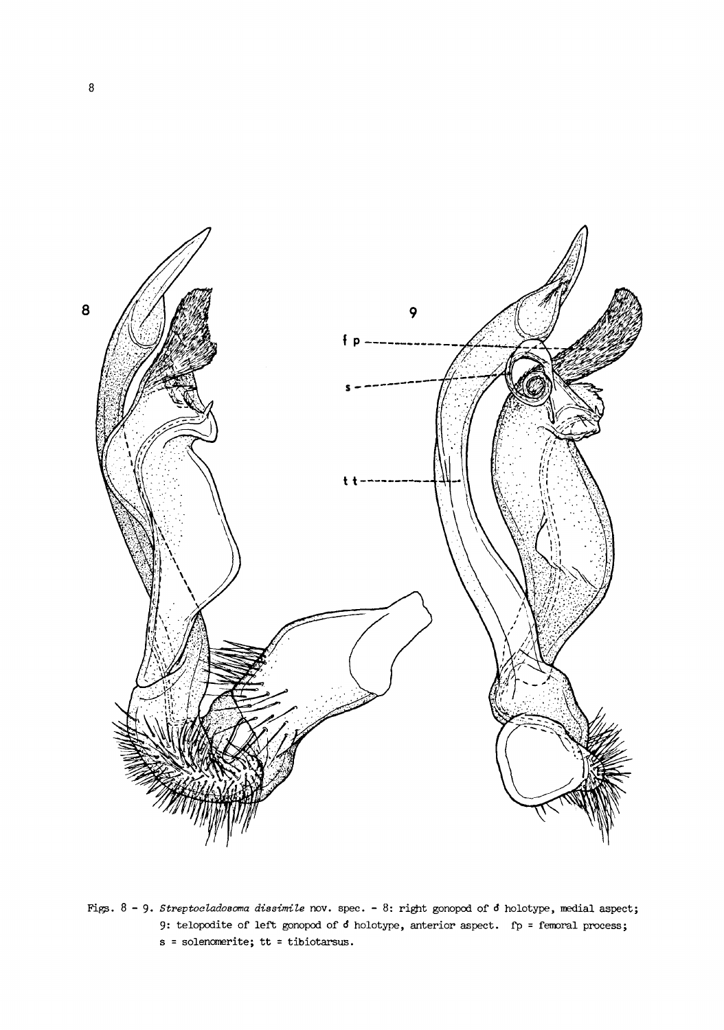Figs. 8 - 9. *Streptocladosoma dissimile* nov. spec. - 8: right gonopod of ♂ holotype, medial aspect; 9: telopodite of left gonopod of ♂ holotype, anterior aspect. fp = femoral process; s = solenomerite; tt = tibiotarsus.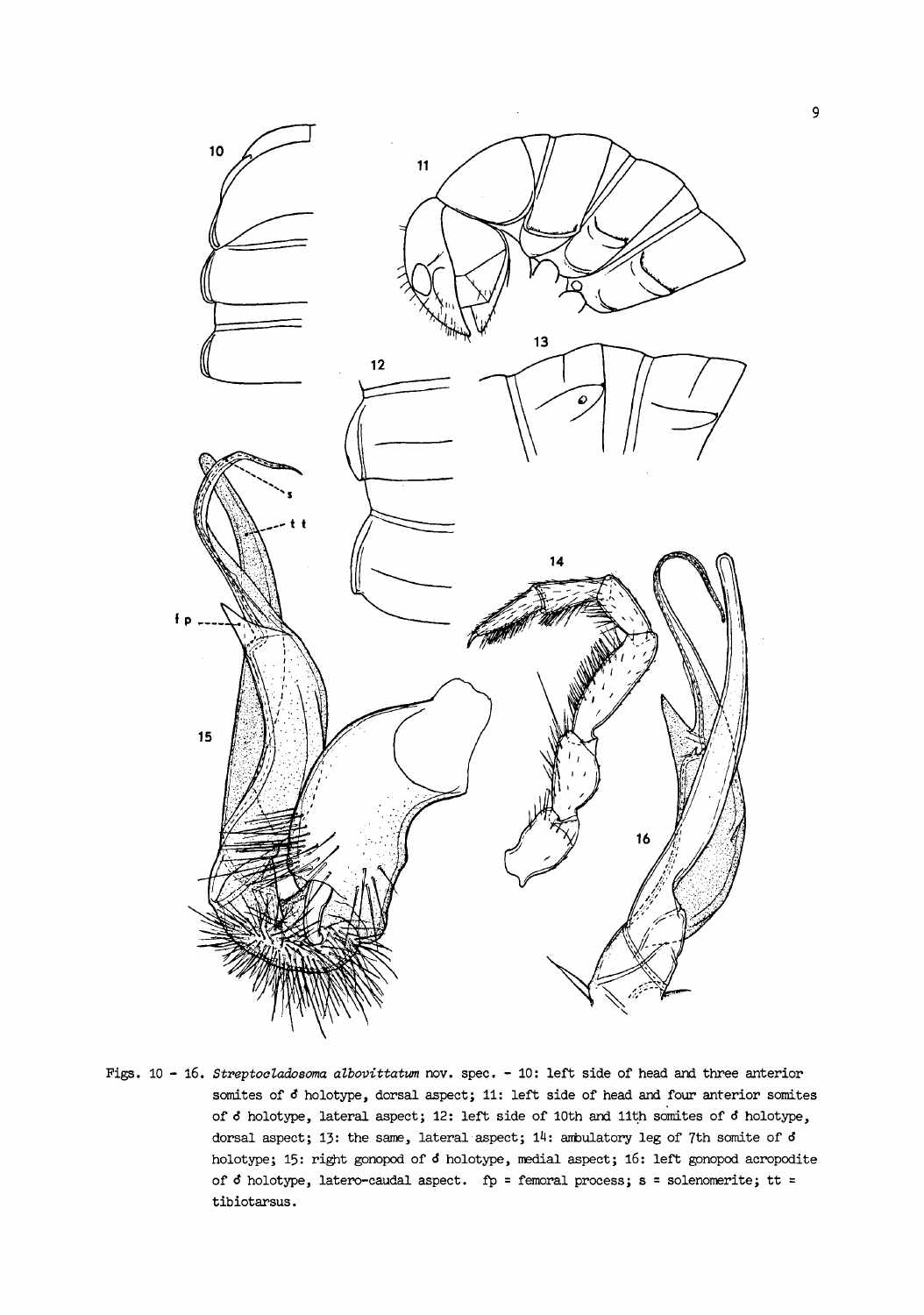Figs. 10 - 16. *Streptocladosoma albovittatum* nov. spec. - 10: left side of head and three anterior somites of ♂ holotype, dorsal aspect; 11: left side of head and four anterior somites of ♂ holotype, lateral aspect; 12: left side of 10th and 11th somites of ♂ holotype, dorsal aspect; 13: the same, lateral aspect; 14: ambulatory leg of 7th somite of ♂ holotype; 15: right gonopod of ♂ holotype, medial aspect; 16: left gonopod acropodite of ♂ holotype, latero-caudal aspect. fp = femoral process; s = solenomerite; tt = tibiotarsus.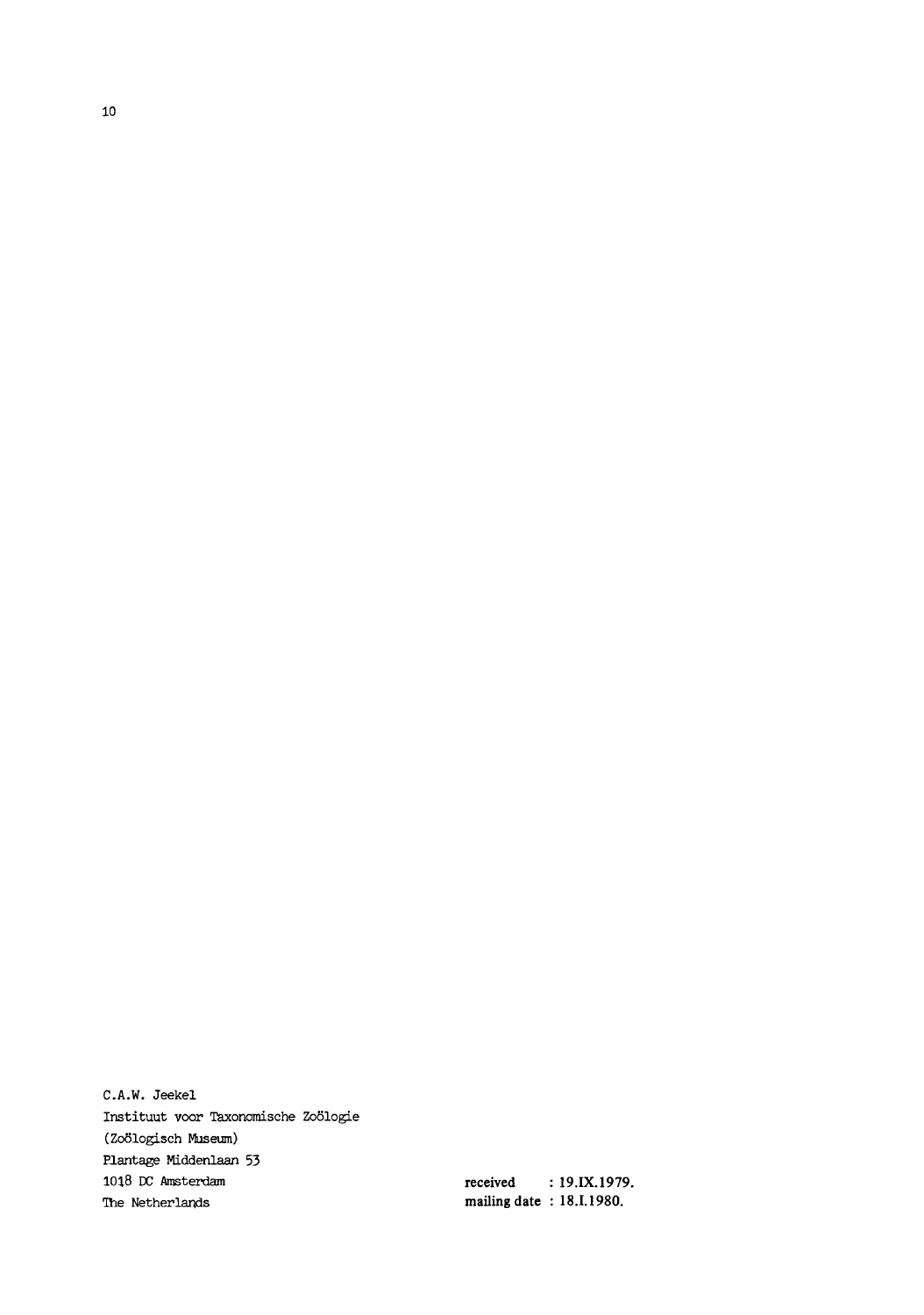C.A.W. Jeekel
Instituut voor Taxonomische Zoölogie
(Zoölogisch Museum)
Plantage Middenlaan 53
1018 DC Amsterdam
The Netherlands

**received** : **19.IX.1979.**
**mailing date** : **18.I.1980.**